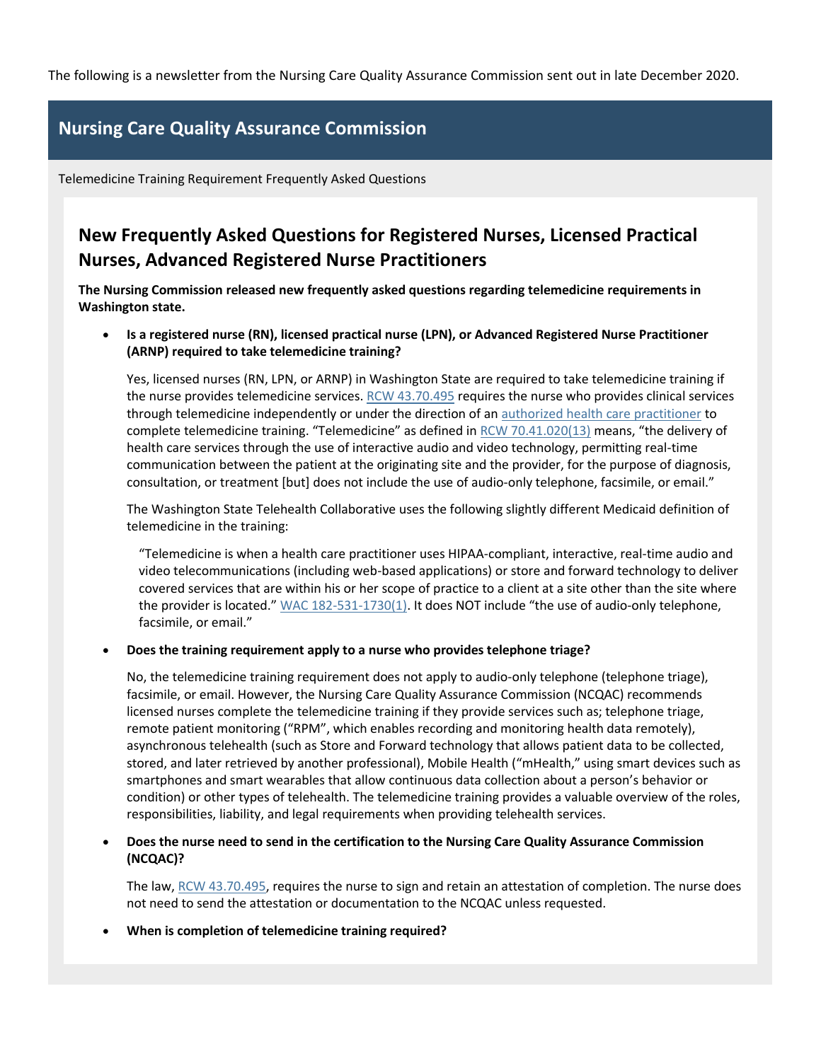The following is a newsletter from the Nursing Care Quality Assurance Commission sent out in late December 2020.

# Nursing Care Quality Assurance Commission

Telemedicine Training Requirement Frequently Asked Questions

## New Frequently Asked Questions for Registered Nurses, Licensed Practical Nurses, Advanced Registered Nurse Practitioners

**The Nursing Commission released new frequently asked questions regarding telemedicine requirements in Washington state.**

- **Is a registered nurse (RN), licensed practical nurse (LPN), or Advanced Registered Nurse Practitioner (ARNP) required to take telemedicine training?**

  Yes, licensed nurses (RN, LPN, or ARNP) in Washington State are required to take telemedicine training if the nurse provides telemedicine services. RCW 43.70.495 requires the nurse who provides clinical services through telemedicine independently or under the direction of an authorized health care practitioner to complete telemedicine training. "Telemedicine" as defined in RCW 70.41.020(13) means, "the delivery of health care services through the use of interactive audio and video technology, permitting real-time communication between the patient at the originating site and the provider, for the purpose of diagnosis, consultation, or treatment [but] does not include the use of audio-only telephone, facsimile, or email."

  The Washington State Telehealth Collaborative uses the following slightly different Medicaid definition of telemedicine in the training:

  > "Telemedicine is when a health care practitioner uses HIPAA-compliant, interactive, real-time audio and video telecommunications (including web-based applications) or store and forward technology to deliver covered services that are within his or her scope of practice to a client at a site other than the site where the provider is located." WAC 182-531-1730(1). It does NOT include "the use of audio-only telephone, facsimile, or email."

- **Does the training requirement apply to a nurse who provides telephone triage?**

  No, the telemedicine training requirement does not apply to audio-only telephone (telephone triage), facsimile, or email. However, the Nursing Care Quality Assurance Commission (NCQAC) recommends licensed nurses complete the telemedicine training if they provide services such as; telephone triage, remote patient monitoring ("RPM", which enables recording and monitoring health data remotely), asynchronous telehealth (such as Store and Forward technology that allows patient data to be collected, stored, and later retrieved by another professional), Mobile Health ("mHealth," using smart devices such as smartphones and smart wearables that allow continuous data collection about a person's behavior or condition) or other types of telehealth. The telemedicine training provides a valuable overview of the roles, responsibilities, liability, and legal requirements when providing telehealth services.

- **Does the nurse need to send in the certification to the Nursing Care Quality Assurance Commission (NCQAC)?**

  The law, RCW 43.70.495, requires the nurse to sign and retain an attestation of completion. The nurse does not need to send the attestation or documentation to the NCQAC unless requested.

- **When is completion of telemedicine training required?**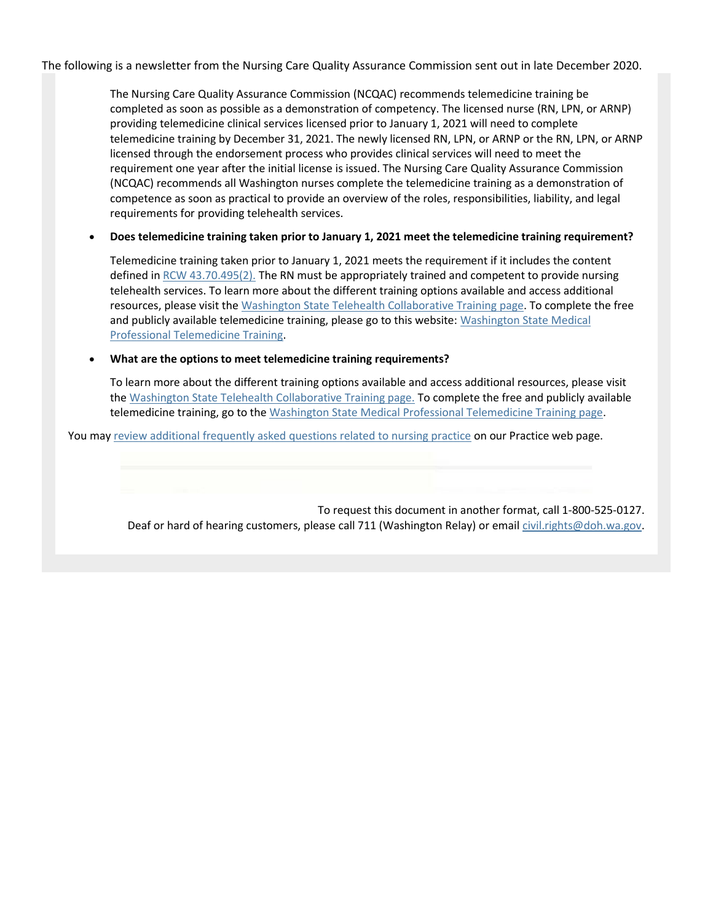The following is a newsletter from the Nursing Care Quality Assurance Commission sent out in late December 2020.

The Nursing Care Quality Assurance Commission (NCQAC) recommends telemedicine training be completed as soon as possible as a demonstration of competency. The licensed nurse (RN, LPN, or ARNP) providing telemedicine clinical services licensed prior to January 1, 2021 will need to complete telemedicine training by December 31, 2021. The newly licensed RN, LPN, or ARNP or the RN, LPN, or ARNP licensed through the endorsement process who provides clinical services will need to meet the requirement one year after the initial license is issued. The Nursing Care Quality Assurance Commission (NCQAC) recommends all Washington nurses complete the telemedicine training as a demonstration of competence as soon as practical to provide an overview of the roles, responsibilities, liability, and legal requirements for providing telehealth services.

- **Does telemedicine training taken prior to January 1, 2021 meet the telemedicine training requirement?**

  Telemedicine training taken prior to January 1, 2021 meets the requirement if it includes the content defined in RCW 43.70.495(2). The RN must be appropriately trained and competent to provide nursing telehealth services. To learn more about the different training options available and access additional resources, please visit the Washington State Telehealth Collaborative Training page. To complete the free and publicly available telemedicine training, please go to this website: Washington State Medical Professional Telemedicine Training.

- **What are the options to meet telemedicine training requirements?**

  To learn more about the different training options available and access additional resources, please visit the Washington State Telehealth Collaborative Training page. To complete the free and publicly available telemedicine training, go to the Washington State Medical Professional Telemedicine Training page.

You may review additional frequently asked questions related to nursing practice on our Practice web page.

To request this document in another format, call 1-800-525-0127.
Deaf or hard of hearing customers, please call 711 (Washington Relay) or email civil.rights@doh.wa.gov.